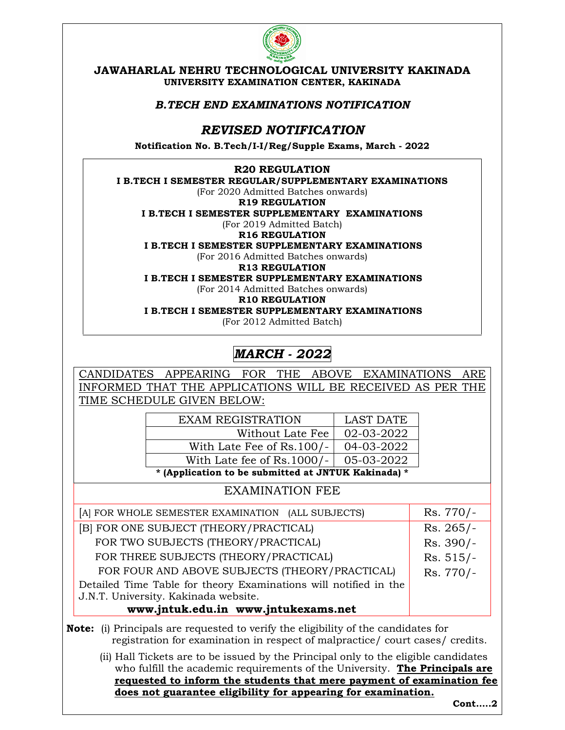# JAWAHARLAL NEHRU TECHNOLOGICAL UNIVERSITY KAKINADA

**UNIVERSITY EXAMINATION CENTER, KAKINADA**

***B.TECH END EXAMINATIONS NOTIFICATION***

## *REVISED NOTIFICATION*

**Notification No. B.Tech/I-I/Reg/Supple Exams, March - 2022**

**R20 REGULATION**
**I B.TECH I SEMESTER REGULAR/SUPPLEMENTARY EXAMINATIONS**
(For 2020 Admitted Batches onwards)

**R19 REGULATION**
**I B.TECH I SEMESTER SUPPLEMENTARY EXAMINATIONS**
(For 2019 Admitted Batch)

**R16 REGULATION**
**I B.TECH I SEMESTER SUPPLEMENTARY EXAMINATIONS**
(For 2016 Admitted Batches onwards)

**R13 REGULATION**
**I B.TECH I SEMESTER SUPPLEMENTARY EXAMINATIONS**
(For 2014 Admitted Batches onwards)

**R10 REGULATION**
**I B.TECH I SEMESTER SUPPLEMENTARY EXAMINATIONS**
(For 2012 Admitted Batch)

## *MARCH - 2022*

CANDIDATES APPEARING FOR THE ABOVE EXAMINATIONS ARE INFORMED THAT THE APPLICATIONS WILL BE RECEIVED AS PER THE TIME SCHEDULE GIVEN BELOW:

| EXAM REGISTRATION | LAST DATE |
|---|---|
| Without Late Fee | 02-03-2022 |
| With Late Fee of Rs.100/- | 04-03-2022 |
| With Late fee of Rs.1000/- | 05-03-2022 |

**\* (Application to be submitted at JNTUK Kakinada) \***

### EXAMINATION FEE

| | |
|---|---|
| [A] FOR WHOLE SEMESTER EXAMINATION (ALL SUBJECTS) | Rs. 770/- |
| [B] FOR ONE SUBJECT (THEORY/PRACTICAL) | Rs. 265/- |
| FOR TWO SUBJECTS (THEORY/PRACTICAL) | Rs. 390/- |
| FOR THREE SUBJECTS (THEORY/PRACTICAL) | Rs. 515/- |
| FOR FOUR AND ABOVE SUBJECTS (THEORY/PRACTICAL) | Rs. 770/- |

Detailed Time Table for theory Examinations will notified in the J.N.T. University. Kakinada website.

**www.jntuk.edu.in www.jntukexams.net**

**Note:** (i) Principals are requested to verify the eligibility of the candidates for registration for examination in respect of malpractice/ court cases/ credits.

(ii) Hall Tickets are to be issued by the Principal only to the eligible candidates who fulfill the academic requirements of the University. **The Principals are requested to inform the students that mere payment of examination fee does not guarantee eligibility for appearing for examination.**

**Cont.....2**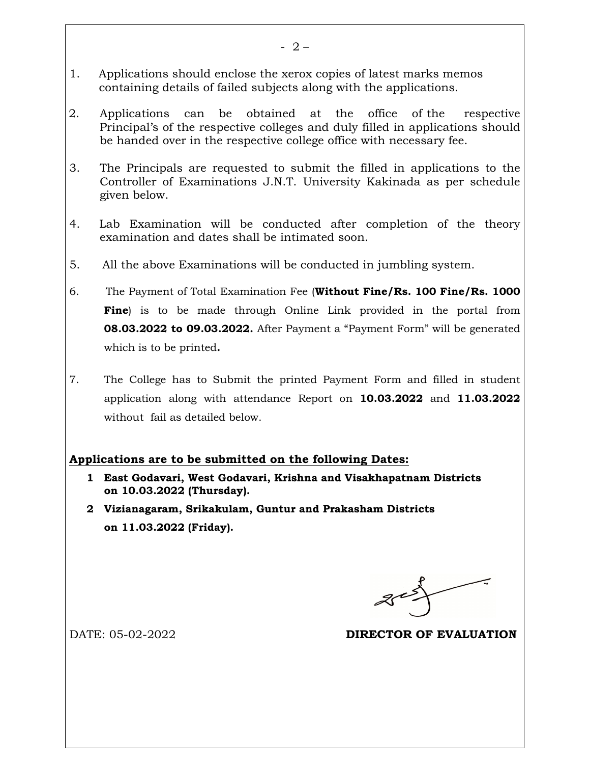1. Applications should enclose the xerox copies of latest marks memos containing details of failed subjects along with the applications.

2. Applications can be obtained at the office of the respective Principal's of the respective colleges and duly filled in applications should be handed over in the respective college office with necessary fee.

3. The Principals are requested to submit the filled in applications to the Controller of Examinations J.N.T. University Kakinada as per schedule given below.

4. Lab Examination will be conducted after completion of the theory examination and dates shall be intimated soon.

5. All the above Examinations will be conducted in jumbling system.

6. The Payment of Total Examination Fee (**Without Fine/Rs. 100 Fine/Rs. 1000 Fine**) is to be made through Online Link provided in the portal from **08.03.2022 to 09.03.2022.** After Payment a "Payment Form" will be generated which is to be printed**.**

7. The College has to Submit the printed Payment Form and filled in student application along with attendance Report on **10.03.2022** and **11.03.2022** without fail as detailed below.

**Applications are to be submitted on the following Dates:**

1. **East Godavari, West Godavari, Krishna and Visakhapatnam Districts on 10.03.2022 (Thursday).**
2. **Vizianagaram, Srikakulam, Guntur and Prakasham Districts on 11.03.2022 (Friday).**

DATE: 05-02-2022

**DIRECTOR OF EVALUATION**